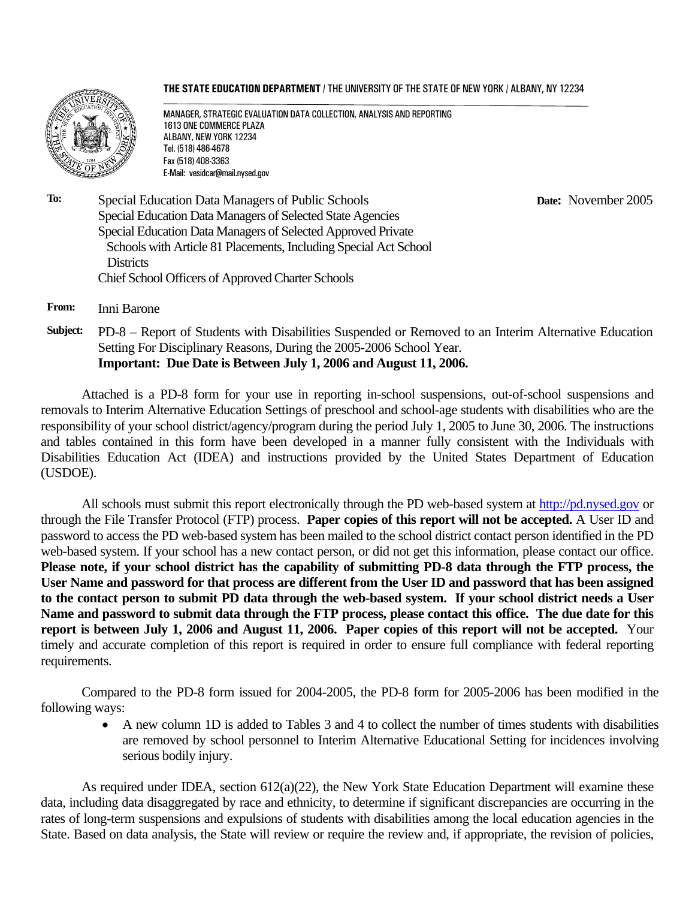**THE STATE EDUCATION DEPARTMENT** / THE UNIVERSITY OF THE STATE OF NEW YORK / ALBANY, NY 12234

MANAGER, STRATEGIC EVALUATION DATA COLLECTION, ANALYSIS AND REPORTING
1613 ONE COMMERCE PLAZA
ALBANY, NEW YORK 12234
Tel. (518) 486-4678
Fax (518) 408-3363
E-Mail: vesidcar@mail.nysed.gov

**To:** Special Education Data Managers of Public Schools
Special Education Data Managers of Selected State Agencies
Special Education Data Managers of Selected Approved Private Schools with Article 81 Placements, Including Special Act School Districts
Chief School Officers of Approved Charter Schools

**Date:** November 2005

**From:** Inni Barone

**Subject:** PD-8 – Report of Students with Disabilities Suspended or Removed to an Interim Alternative Education Setting For Disciplinary Reasons, During the 2005-2006 School Year.
**Important: Due Date is Between July 1, 2006 and August 11, 2006.**

Attached is a PD-8 form for your use in reporting in-school suspensions, out-of-school suspensions and removals to Interim Alternative Education Settings of preschool and school-age students with disabilities who are the responsibility of your school district/agency/program during the period July 1, 2005 to June 30, 2006. The instructions and tables contained in this form have been developed in a manner fully consistent with the Individuals with Disabilities Education Act (IDEA) and instructions provided by the United States Department of Education (USDOE).

All schools must submit this report electronically through the PD web-based system at http://pd.nysed.gov or through the File Transfer Protocol (FTP) process. **Paper copies of this report will not be accepted.** A User ID and password to access the PD web-based system has been mailed to the school district contact person identified in the PD web-based system. If your school has a new contact person, or did not get this information, please contact our office. **Please note, if your school district has the capability of submitting PD-8 data through the FTP process, the User Name and password for that process are different from the User ID and password that has been assigned to the contact person to submit PD data through the web-based system. If your school district needs a User Name and password to submit data through the FTP process, please contact this office. The due date for this report is between July 1, 2006 and August 11, 2006. Paper copies of this report will not be accepted.** Your timely and accurate completion of this report is required in order to ensure full compliance with federal reporting requirements.

Compared to the PD-8 form issued for 2004-2005, the PD-8 form for 2005-2006 has been modified in the following ways:

- A new column 1D is added to Tables 3 and 4 to collect the number of times students with disabilities are removed by school personnel to Interim Alternative Educational Setting for incidences involving serious bodily injury.

As required under IDEA, section 612(a)(22), the New York State Education Department will examine these data, including data disaggregated by race and ethnicity, to determine if significant discrepancies are occurring in the rates of long-term suspensions and expulsions of students with disabilities among the local education agencies in the State. Based on data analysis, the State will review or require the review and, if appropriate, the revision of policies,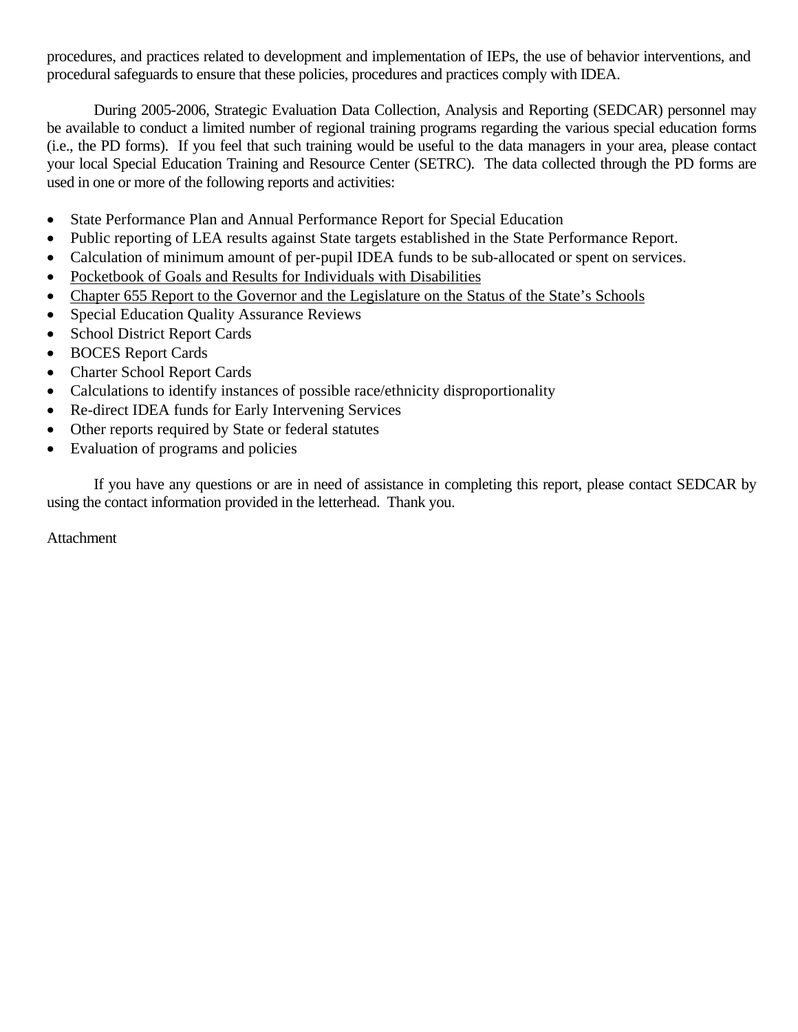procedures, and practices related to development and implementation of IEPs, the use of behavior interventions, and procedural safeguards to ensure that these policies, procedures and practices comply with IDEA.

During 2005-2006, Strategic Evaluation Data Collection, Analysis and Reporting (SEDCAR) personnel may be available to conduct a limited number of regional training programs regarding the various special education forms (i.e., the PD forms). If you feel that such training would be useful to the data managers in your area, please contact your local Special Education Training and Resource Center (SETRC). The data collected through the PD forms are used in one or more of the following reports and activities:

- State Performance Plan and Annual Performance Report for Special Education
- Public reporting of LEA results against State targets established in the State Performance Report.
- Calculation of minimum amount of per-pupil IDEA funds to be sub-allocated or spent on services.
- <u>Pocketbook of Goals and Results for Individuals with Disabilities</u>
- <u>Chapter 655 Report to the Governor and the Legislature on the Status of the State's Schools</u>
- Special Education Quality Assurance Reviews
- School District Report Cards
- BOCES Report Cards
- Charter School Report Cards
- Calculations to identify instances of possible race/ethnicity disproportionality
- Re-direct IDEA funds for Early Intervening Services
- Other reports required by State or federal statutes
- Evaluation of programs and policies

If you have any questions or are in need of assistance in completing this report, please contact SEDCAR by using the contact information provided in the letterhead. Thank you.

Attachment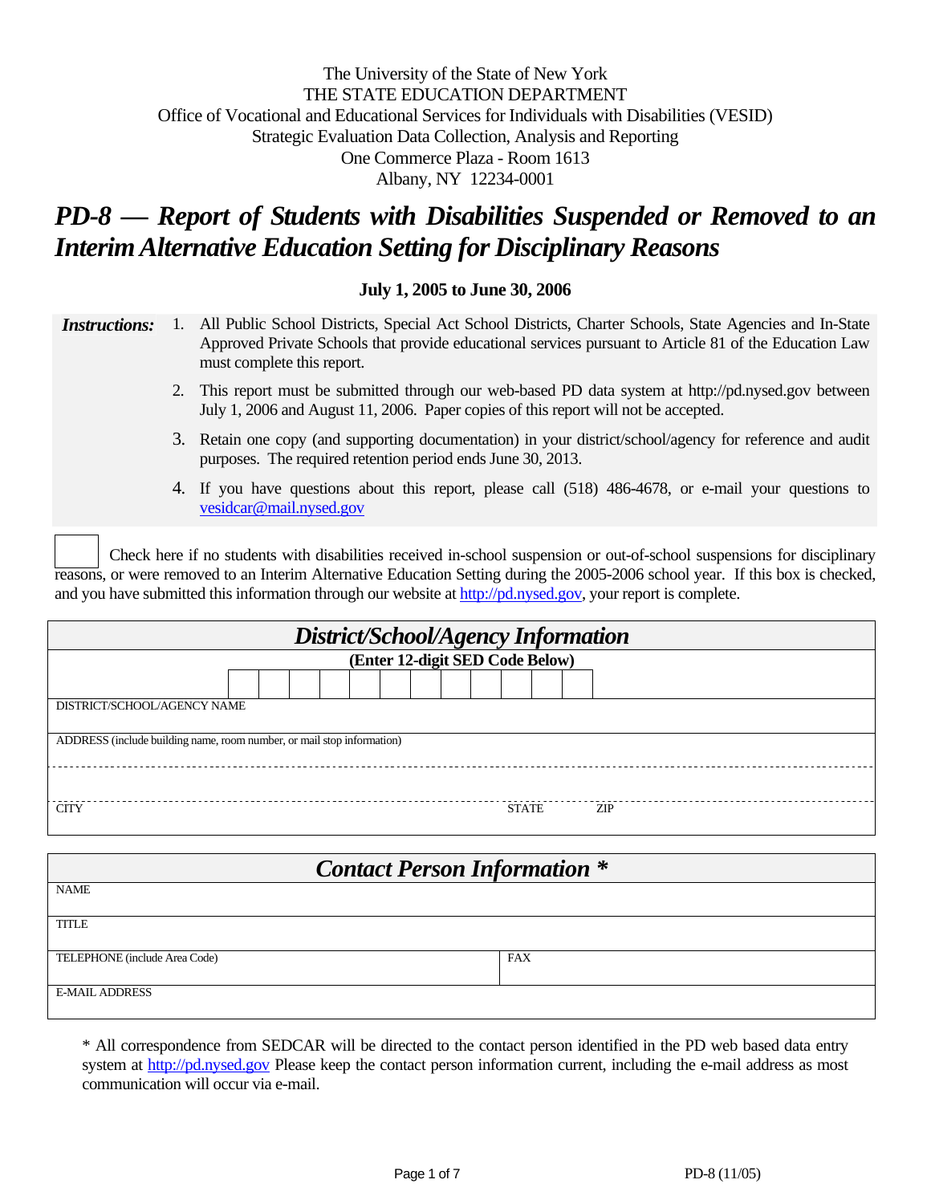The University of the State of New York
THE STATE EDUCATION DEPARTMENT
Office of Vocational and Educational Services for Individuals with Disabilities (VESID)
Strategic Evaluation Data Collection, Analysis and Reporting
One Commerce Plaza - Room 1613
Albany, NY 12234-0001

# *PD-8 — Report of Students with Disabilities Suspended or Removed to an Interim Alternative Education Setting for Disciplinary Reasons*

**July 1, 2005 to June 30, 2006**

***Instructions:***

1. All Public School Districts, Special Act School Districts, Charter Schools, State Agencies and In-State Approved Private Schools that provide educational services pursuant to Article 81 of the Education Law must complete this report.
2. This report must be submitted through our web-based PD data system at http://pd.nysed.gov between July 1, 2006 and August 11, 2006. Paper copies of this report will not be accepted.
3. Retain one copy (and supporting documentation) in your district/school/agency for reference and audit purposes. The required retention period ends June 30, 2013.
4. If you have questions about this report, please call (518) 486-4678, or e-mail your questions to vesidcar@mail.nysed.gov

☐ Check here if no students with disabilities received in-school suspension or out-of-school suspensions for disciplinary reasons, or were removed to an Interim Alternative Education Setting during the 2005-2006 school year. If this box is checked, and you have submitted this information through our website at http://pd.nysed.gov, your report is complete.

| *District/School/Agency Information* | | |
|---|---|---|
| (Enter 12-digit SED Code Below) | | |
| DISTRICT/SCHOOL/AGENCY NAME | | |
| ADDRESS (include building name, room number, or mail stop information) | | |
| CITY | STATE | ZIP |

| *Contact Person Information \** | |
|---|---|
| NAME | |
| TITLE | |
| TELEPHONE (include Area Code) | FAX |
| E-MAIL ADDRESS | |

\* All correspondence from SEDCAR will be directed to the contact person identified in the PD web based data entry system at http://pd.nysed.gov Please keep the contact person information current, including the e-mail address as most communication will occur via e-mail.

PD-8 (11/05)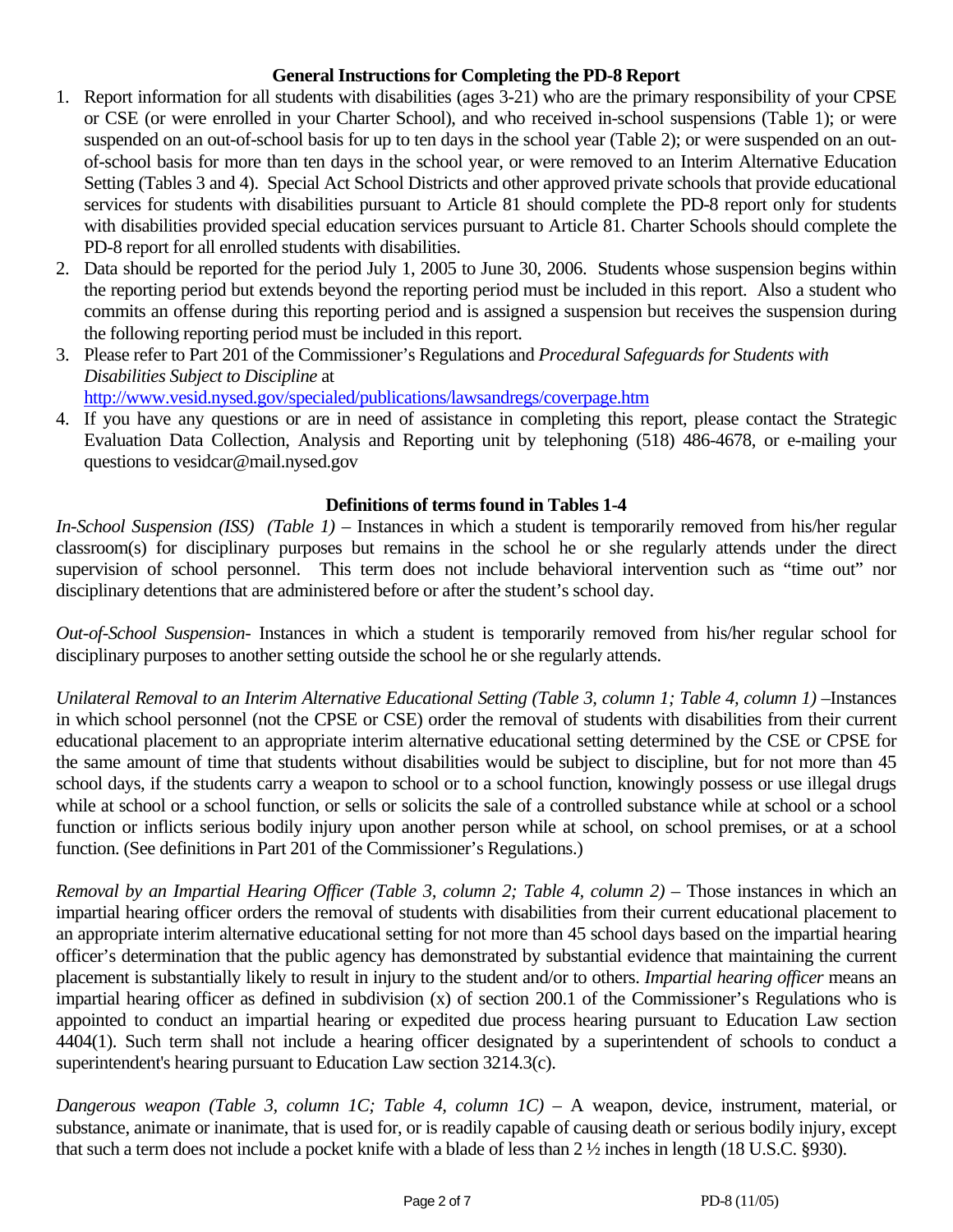## General Instructions for Completing the PD-8 Report

1. Report information for all students with disabilities (ages 3-21) who are the primary responsibility of your CPSE or CSE (or were enrolled in your Charter School), and who received in-school suspensions (Table 1); or were suspended on an out-of-school basis for up to ten days in the school year (Table 2); or were suspended on an out-of-school basis for more than ten days in the school year, or were removed to an Interim Alternative Education Setting (Tables 3 and 4). Special Act School Districts and other approved private schools that provide educational services for students with disabilities pursuant to Article 81 should complete the PD-8 report only for students with disabilities provided special education services pursuant to Article 81. Charter Schools should complete the PD-8 report for all enrolled students with disabilities.
2. Data should be reported for the period July 1, 2005 to June 30, 2006. Students whose suspension begins within the reporting period but extends beyond the reporting period must be included in this report. Also a student who commits an offense during this reporting period and is assigned a suspension but receives the suspension during the following reporting period must be included in this report.
3. Please refer to Part 201 of the Commissioner's Regulations and *Procedural Safeguards for Students with Disabilities Subject to Discipline* at http://www.vesid.nysed.gov/specialed/publications/lawsandregs/coverpage.htm
4. If you have any questions or are in need of assistance in completing this report, please contact the Strategic Evaluation Data Collection, Analysis and Reporting unit by telephoning (518) 486-4678, or e-mailing your questions to vesidcar@mail.nysed.gov

## Definitions of terms found in Tables 1-4

*In-School Suspension (ISS) (Table 1)* – Instances in which a student is temporarily removed from his/her regular classroom(s) for disciplinary purposes but remains in the school he or she regularly attends under the direct supervision of school personnel. This term does not include behavioral intervention such as "time out" nor disciplinary detentions that are administered before or after the student's school day.

*Out-of-School Suspension-* Instances in which a student is temporarily removed from his/her regular school for disciplinary purposes to another setting outside the school he or she regularly attends.

*Unilateral Removal to an Interim Alternative Educational Setting (Table 3, column 1; Table 4, column 1)* –Instances in which school personnel (not the CPSE or CSE) order the removal of students with disabilities from their current educational placement to an appropriate interim alternative educational setting determined by the CSE or CPSE for the same amount of time that students without disabilities would be subject to discipline, but for not more than 45 school days, if the students carry a weapon to school or to a school function, knowingly possess or use illegal drugs while at school or a school function, or sells or solicits the sale of a controlled substance while at school or a school function or inflicts serious bodily injury upon another person while at school, on school premises, or at a school function. (See definitions in Part 201 of the Commissioner's Regulations.)

*Removal by an Impartial Hearing Officer (Table 3, column 2; Table 4, column 2)* – Those instances in which an impartial hearing officer orders the removal of students with disabilities from their current educational placement to an appropriate interim alternative educational setting for not more than 45 school days based on the impartial hearing officer's determination that the public agency has demonstrated by substantial evidence that maintaining the current placement is substantially likely to result in injury to the student and/or to others. *Impartial hearing officer* means an impartial hearing officer as defined in subdivision (x) of section 200.1 of the Commissioner's Regulations who is appointed to conduct an impartial hearing or expedited due process hearing pursuant to Education Law section 4404(1). Such term shall not include a hearing officer designated by a superintendent of schools to conduct a superintendent's hearing pursuant to Education Law section 3214.3(c).

*Dangerous weapon (Table 3, column 1C; Table 4, column 1C)* – A weapon, device, instrument, material, or substance, animate or inanimate, that is used for, or is readily capable of causing death or serious bodily injury, except that such a term does not include a pocket knife with a blade of less than 2 ½ inches in length (18 U.S.C. §930).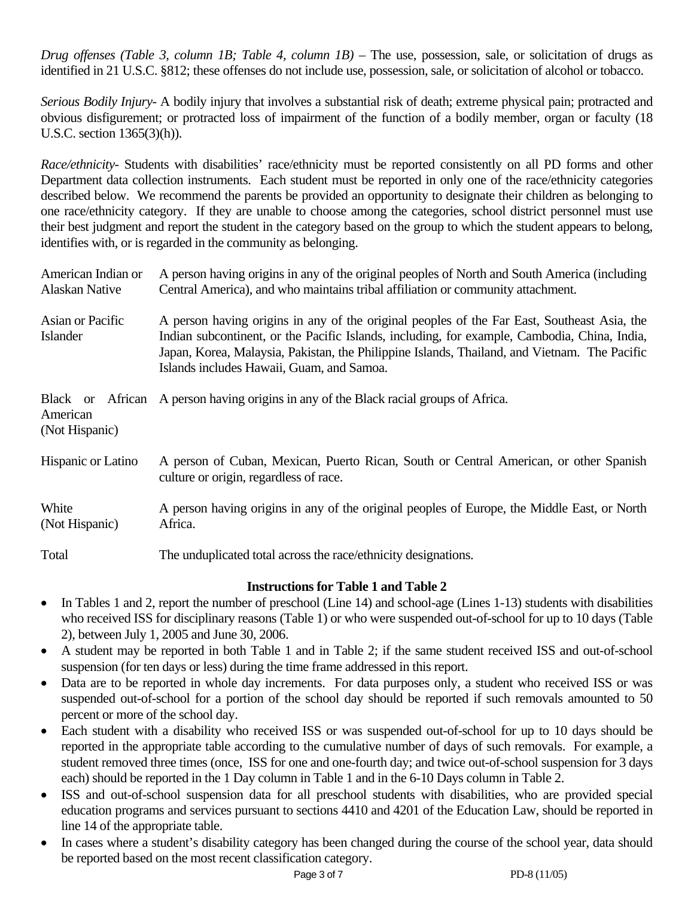*Drug offenses (Table 3, column 1B; Table 4, column 1B)* – The use, possession, sale, or solicitation of drugs as identified in 21 U.S.C. §812; these offenses do not include use, possession, sale, or solicitation of alcohol or tobacco.

*Serious Bodily Injury*- A bodily injury that involves a substantial risk of death; extreme physical pain; protracted and obvious disfigurement; or protracted loss of impairment of the function of a bodily member, organ or faculty (18 U.S.C. section 1365(3)(h)).

*Race/ethnicity*- Students with disabilities' race/ethnicity must be reported consistently on all PD forms and other Department data collection instruments. Each student must be reported in only one of the race/ethnicity categories described below. We recommend the parents be provided an opportunity to designate their children as belonging to one race/ethnicity category. If they are unable to choose among the categories, school district personnel must use their best judgment and report the student in the category based on the group to which the student appears to belong, identifies with, or is regarded in the community as belonging.

| | |
|---|---|
| American Indian or Alaskan Native | A person having origins in any of the original peoples of North and South America (including Central America), and who maintains tribal affiliation or community attachment. |
| Asian or Pacific Islander | A person having origins in any of the original peoples of the Far East, Southeast Asia, the Indian subcontinent, or the Pacific Islands, including, for example, Cambodia, China, India, Japan, Korea, Malaysia, Pakistan, the Philippine Islands, Thailand, and Vietnam. The Pacific Islands includes Hawaii, Guam, and Samoa. |
| Black or African American (Not Hispanic) | A person having origins in any of the Black racial groups of Africa. |
| Hispanic or Latino | A person of Cuban, Mexican, Puerto Rican, South or Central American, or other Spanish culture or origin, regardless of race. |
| White (Not Hispanic) | A person having origins in any of the original peoples of Europe, the Middle East, or North Africa. |
| Total | The unduplicated total across the race/ethnicity designations. |

### Instructions for Table 1 and Table 2

- In Tables 1 and 2, report the number of preschool (Line 14) and school-age (Lines 1-13) students with disabilities who received ISS for disciplinary reasons (Table 1) or who were suspended out-of-school for up to 10 days (Table 2), between July 1, 2005 and June 30, 2006.
- A student may be reported in both Table 1 and in Table 2; if the same student received ISS and out-of-school suspension (for ten days or less) during the time frame addressed in this report.
- Data are to be reported in whole day increments. For data purposes only, a student who received ISS or was suspended out-of-school for a portion of the school day should be reported if such removals amounted to 50 percent or more of the school day.
- Each student with a disability who received ISS or was suspended out-of-school for up to 10 days should be reported in the appropriate table according to the cumulative number of days of such removals. For example, a student removed three times (once, ISS for one and one-fourth day; and twice out-of-school suspension for 3 days each) should be reported in the 1 Day column in Table 1 and in the 6-10 Days column in Table 2.
- ISS and out-of-school suspension data for all preschool students with disabilities, who are provided special education programs and services pursuant to sections 4410 and 4201 of the Education Law, should be reported in line 14 of the appropriate table.
- In cases where a student's disability category has been changed during the course of the school year, data should be reported based on the most recent classification category.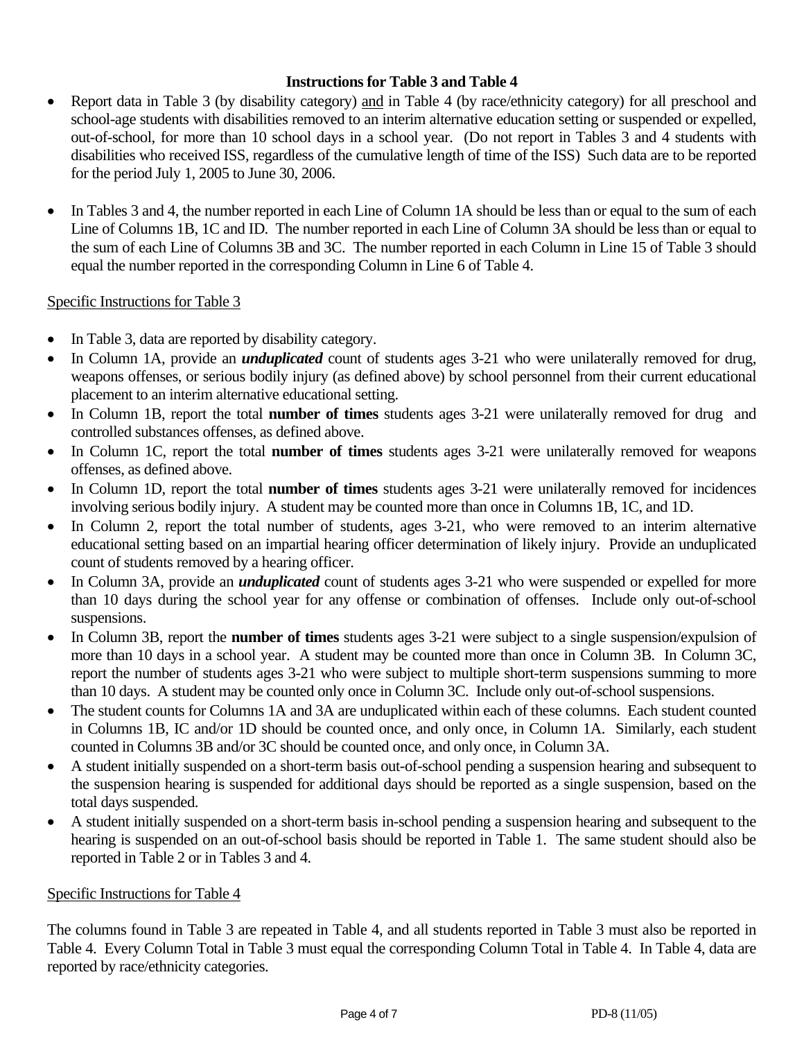**Instructions for Table 3 and Table 4**

- Report data in Table 3 (by disability category) and in Table 4 (by race/ethnicity category) for all preschool and school-age students with disabilities removed to an interim alternative education setting or suspended or expelled, out-of-school, for more than 10 school days in a school year. (Do not report in Tables 3 and 4 students with disabilities who received ISS, regardless of the cumulative length of time of the ISS) Such data are to be reported for the period July 1, 2005 to June 30, 2006.

- In Tables 3 and 4, the number reported in each Line of Column 1A should be less than or equal to the sum of each Line of Columns 1B, 1C and ID. The number reported in each Line of Column 3A should be less than or equal to the sum of each Line of Columns 3B and 3C. The number reported in each Column in Line 15 of Table 3 should equal the number reported in the corresponding Column in Line 6 of Table 4.

Specific Instructions for Table 3

- In Table 3, data are reported by disability category.
- In Column 1A, provide an ***unduplicated*** count of students ages 3-21 who were unilaterally removed for drug, weapons offenses, or serious bodily injury (as defined above) by school personnel from their current educational placement to an interim alternative educational setting.
- In Column 1B, report the total **number of times** students ages 3-21 were unilaterally removed for drug and controlled substances offenses, as defined above.
- In Column 1C, report the total **number of times** students ages 3-21 were unilaterally removed for weapons offenses, as defined above.
- In Column 1D, report the total **number of times** students ages 3-21 were unilaterally removed for incidences involving serious bodily injury. A student may be counted more than once in Columns 1B, 1C, and 1D.
- In Column 2, report the total number of students, ages 3-21, who were removed to an interim alternative educational setting based on an impartial hearing officer determination of likely injury. Provide an unduplicated count of students removed by a hearing officer.
- In Column 3A, provide an ***unduplicated*** count of students ages 3-21 who were suspended or expelled for more than 10 days during the school year for any offense or combination of offenses. Include only out-of-school suspensions.
- In Column 3B, report the **number of times** students ages 3-21 were subject to a single suspension/expulsion of more than 10 days in a school year. A student may be counted more than once in Column 3B. In Column 3C, report the number of students ages 3-21 who were subject to multiple short-term suspensions summing to more than 10 days. A student may be counted only once in Column 3C. Include only out-of-school suspensions.
- The student counts for Columns 1A and 3A are unduplicated within each of these columns. Each student counted in Columns 1B, IC and/or 1D should be counted once, and only once, in Column 1A. Similarly, each student counted in Columns 3B and/or 3C should be counted once, and only once, in Column 3A.
- A student initially suspended on a short-term basis out-of-school pending a suspension hearing and subsequent to the suspension hearing is suspended for additional days should be reported as a single suspension, based on the total days suspended.
- A student initially suspended on a short-term basis in-school pending a suspension hearing and subsequent to the hearing is suspended on an out-of-school basis should be reported in Table 1. The same student should also be reported in Table 2 or in Tables 3 and 4.

Specific Instructions for Table 4

The columns found in Table 3 are repeated in Table 4, and all students reported in Table 3 must also be reported in Table 4. Every Column Total in Table 3 must equal the corresponding Column Total in Table 4. In Table 4, data are reported by race/ethnicity categories.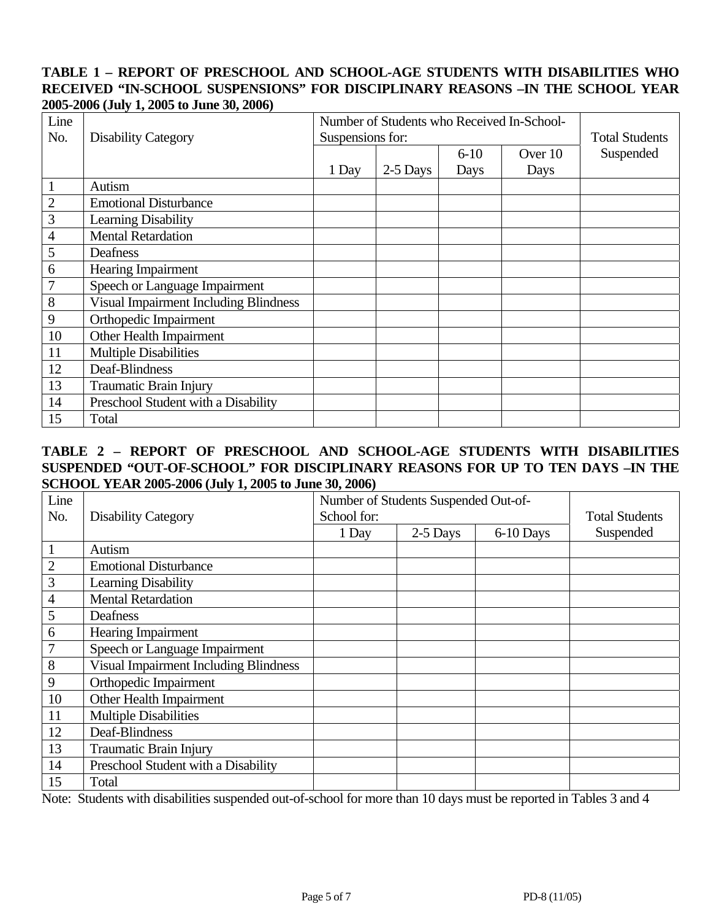**TABLE 1 – REPORT OF PRESCHOOL AND SCHOOL-AGE STUDENTS WITH DISABILITIES WHO RECEIVED "IN-SCHOOL SUSPENSIONS" FOR DISCIPLINARY REASONS –IN THE SCHOOL YEAR 2005-2006 (July 1, 2005 to June 30, 2006)**

| Line No. | Disability Category | Number of Students who Received In-School-Suspensions for: | | | | Total Students Suspended |
|---|---|---|---|---|---|---|
| | | 1 Day | 2-5 Days | 6-10 Days | Over 10 Days | |
| 1 | Autism | | | | | |
| 2 | Emotional Disturbance | | | | | |
| 3 | Learning Disability | | | | | |
| 4 | Mental Retardation | | | | | |
| 5 | Deafness | | | | | |
| 6 | Hearing Impairment | | | | | |
| 7 | Speech or Language Impairment | | | | | |
| 8 | Visual Impairment Including Blindness | | | | | |
| 9 | Orthopedic Impairment | | | | | |
| 10 | Other Health Impairment | | | | | |
| 11 | Multiple Disabilities | | | | | |
| 12 | Deaf-Blindness | | | | | |
| 13 | Traumatic Brain Injury | | | | | |
| 14 | Preschool Student with a Disability | | | | | |
| 15 | Total | | | | | |

**TABLE 2 – REPORT OF PRESCHOOL AND SCHOOL-AGE STUDENTS WITH DISABILITIES SUSPENDED "OUT-OF-SCHOOL" FOR DISCIPLINARY REASONS FOR UP TO TEN DAYS –IN THE SCHOOL YEAR 2005-2006 (July 1, 2005 to June 30, 2006)**

| Line No. | Disability Category | Number of Students Suspended Out-of-School for: | | | Total Students Suspended |
|---|---|---|---|---|---|
| | | 1 Day | 2-5 Days | 6-10 Days | |
| 1 | Autism | | | | |
| 2 | Emotional Disturbance | | | | |
| 3 | Learning Disability | | | | |
| 4 | Mental Retardation | | | | |
| 5 | Deafness | | | | |
| 6 | Hearing Impairment | | | | |
| 7 | Speech or Language Impairment | | | | |
| 8 | Visual Impairment Including Blindness | | | | |
| 9 | Orthopedic Impairment | | | | |
| 10 | Other Health Impairment | | | | |
| 11 | Multiple Disabilities | | | | |
| 12 | Deaf-Blindness | | | | |
| 13 | Traumatic Brain Injury | | | | |
| 14 | Preschool Student with a Disability | | | | |
| 15 | Total | | | | |

Note: Students with disabilities suspended out-of-school for more than 10 days must be reported in Tables 3 and 4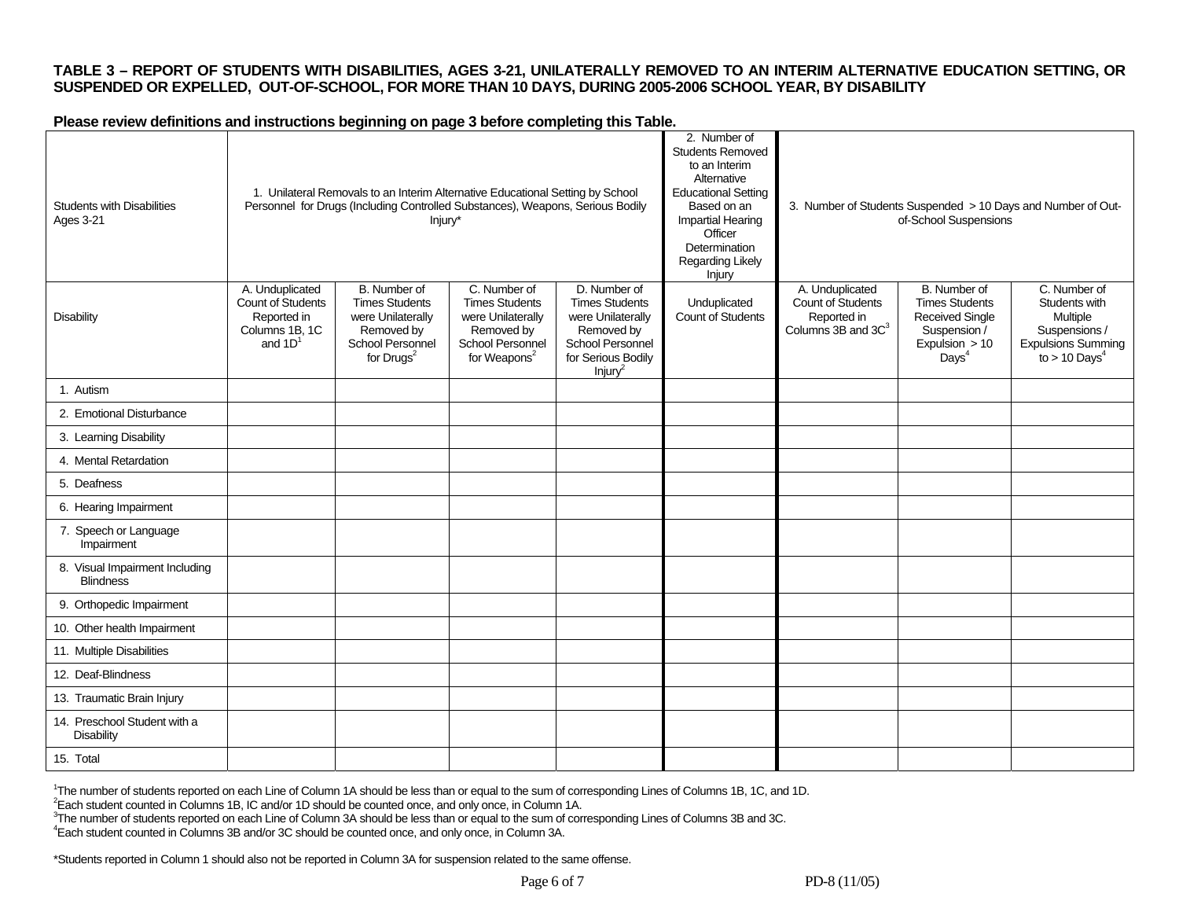**TABLE 3 – REPORT OF STUDENTS WITH DISABILITIES, AGES 3-21, UNILATERALLY REMOVED TO AN INTERIM ALTERNATIVE EDUCATION SETTING, OR SUSPENDED OR EXPELLED, OUT-OF-SCHOOL, FOR MORE THAN 10 DAYS, DURING 2005-2006 SCHOOL YEAR, BY DISABILITY**

**Please review definitions and instructions beginning on page 3 before completing this Table.**

| Students with Disabilities Ages 3-21 | 1. Unilateral Removals to an Interim Alternative Educational Setting by School Personnel for Drugs (Including Controlled Substances), Weapons, Serious Bodily Injury* | | | | 2. Number of Students Removed to an Interim Alternative Educational Setting Based on an Impartial Hearing Officer Determination Regarding Likely Injury | 3. Number of Students Suspended > 10 Days and Number of Out-of-School Suspensions | | |
|---|---|---|---|---|---|---|---|---|
| Disability | A. Unduplicated Count of Students Reported in Columns 1B, 1C and 1D[1] | B. Number of Times Students were Unilaterally Removed by School Personnel for Drugs[2] | C. Number of Times Students were Unilaterally Removed by School Personnel for Weapons[2] | D. Number of Times Students were Unilaterally Removed by School Personnel for Serious Bodily Injury[2] | Unduplicated Count of Students | A. Unduplicated Count of Students Reported in Columns 3B and 3C[3] | B. Number of Times Students Received Single Suspension / Expulsion > 10 Days[4] | C. Number of Students with Multiple Suspensions / Expulsions Summing to > 10 Days[4] |
| 1. Autism | | | | | | | | |
| 2. Emotional Disturbance | | | | | | | | |
| 3. Learning Disability | | | | | | | | |
| 4. Mental Retardation | | | | | | | | |
| 5. Deafness | | | | | | | | |
| 6. Hearing Impairment | | | | | | | | |
| 7. Speech or Language Impairment | | | | | | | | |
| 8. Visual Impairment Including Blindness | | | | | | | | |
| 9. Orthopedic Impairment | | | | | | | | |
| 10. Other health Impairment | | | | | | | | |
| 11. Multiple Disabilities | | | | | | | | |
| 12. Deaf-Blindness | | | | | | | | |
| 13. Traumatic Brain Injury | | | | | | | | |
| 14. Preschool Student with a Disability | | | | | | | | |
| 15. Total | | | | | | | | |

[1]The number of students reported on each Line of Column 1A should be less than or equal to the sum of corresponding Lines of Columns 1B, 1C, and 1D.

[2]Each student counted in Columns 1B, IC and/or 1D should be counted once, and only once, in Column 1A.

[3]The number of students reported on each Line of Column 3A should be less than or equal to the sum of corresponding Lines of Columns 3B and 3C.

[4]Each student counted in Columns 3B and/or 3C should be counted once, and only once, in Column 3A.

*Students reported in Column 1 should also not be reported in Column 3A for suspension related to the same offense.

PD-8 (11/05)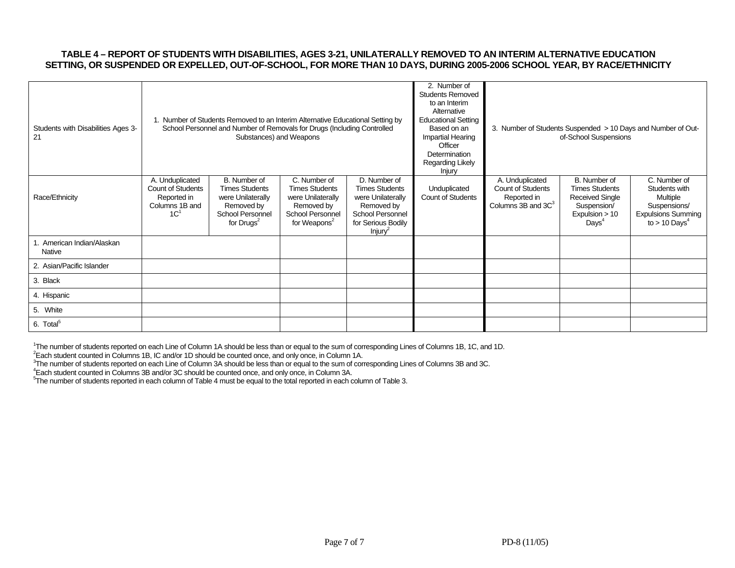**TABLE 4 – REPORT OF STUDENTS WITH DISABILITIES, AGES 3-21, UNILATERALLY REMOVED TO AN INTERIM ALTERNATIVE EDUCATION SETTING, OR SUSPENDED OR EXPELLED, OUT-OF-SCHOOL, FOR MORE THAN 10 DAYS, DURING 2005-2006 SCHOOL YEAR, BY RACE/ETHNICITY**

| Students with Disabilities Ages 3-21 | 1. Number of Students Removed to an Interim Alternative Educational Setting by School Personnel and Number of Removals for Drugs (Including Controlled Substances) and Weapons | | | | 2. Number of Students Removed to an Interim Alternative Educational Setting Based on an Impartial Hearing Officer Determination Regarding Likely Injury | 3. Number of Students Suspended > 10 Days and Number of Out-of-School Suspensions | | |
|---|---|---|---|---|---|---|---|---|
| Race/Ethnicity | A. Unduplicated Count of Students Reported in Columns 1B and 1C[1] | B. Number of Times Students were Unilaterally Removed by School Personnel for Drugs[2] | C. Number of Times Students were Unilaterally Removed by School Personnel for Weapons[2] | D. Number of Times Students were Unilaterally Removed by School Personnel for Serious Bodily Injury[2] | Unduplicated Count of Students | A. Unduplicated Count of Students Reported in Columns 3B and 3C[3] | B. Number of Times Students Received Single Suspension/ Expulsion > 10 Days[4] | C. Number of Students with Multiple Suspensions/ Expulsions Summing to > 10 Days[4] |
| 1. American Indian/Alaskan Native | | | | | | | | |
| 2. Asian/Pacific Islander | | | | | | | | |
| 3. Black | | | | | | | | |
| 4. Hispanic | | | | | | | | |
| 5. White | | | | | | | | |
| 6. Total[5] | | | | | | | | |

[1]The number of students reported on each Line of Column 1A should be less than or equal to the sum of corresponding Lines of Columns 1B, 1C, and 1D.
[2]Each student counted in Columns 1B, IC and/or 1D should be counted once, and only once, in Column 1A.
[3]The number of students reported on each Line of Column 3A should be less than or equal to the sum of corresponding Lines of Columns 3B and 3C.
[4]Each student counted in Columns 3B and/or 3C should be counted once, and only once, in Column 3A.
[5]The number of students reported in each column of Table 4 must be equal to the total reported in each column of Table 3.

PD-8 (11/05)